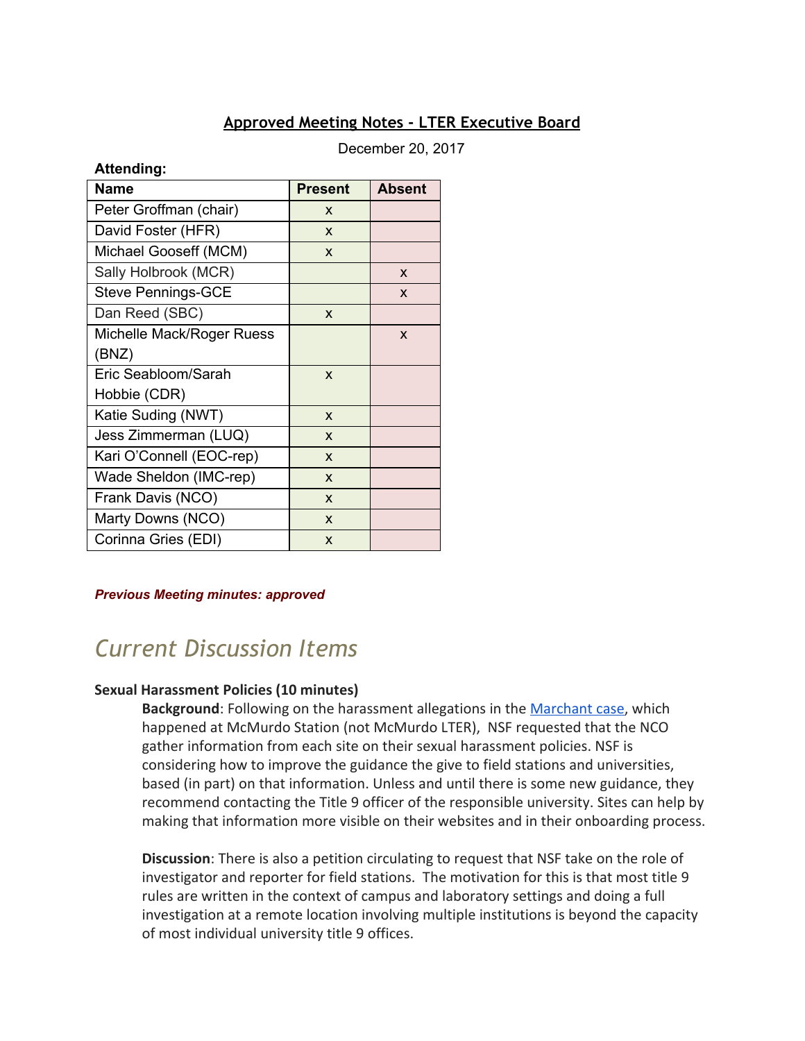# Approved Meeting Notes - LTER Executive Board

December 20, 2017

**Attending:**

| Name | Present | Absent |
|---|---|---|
| Peter Groffman (chair) | x | |
| David Foster (HFR) | x | |
| Michael Gooseff (MCM) | x | |
| Sally Holbrook (MCR) | | x |
| Steve Pennings-GCE | | x |
| Dan Reed (SBC) | x | |
| Michelle Mack/Roger Ruess (BNZ) | | x |
| Eric Seabloom/Sarah Hobbie (CDR) | x | |
| Katie Suding (NWT) | x | |
| Jess Zimmerman (LUQ) | x | |
| Kari O'Connell (EOC-rep) | x | |
| Wade Sheldon (IMC-rep) | x | |
| Frank Davis (NCO) | x | |
| Marty Downs (NCO) | x | |
| Corinna Gries (EDI) | x | |

***Previous Meeting minutes: approved***

## *Current Discussion Items*

### Sexual Harassment Policies (10 minutes)

**Background**: Following on the harassment allegations in the Marchant case, which happened at McMurdo Station (not McMurdo LTER), NSF requested that the NCO gather information from each site on their sexual harassment policies. NSF is considering how to improve the guidance the give to field stations and universities, based (in part) on that information. Unless and until there is some new guidance, they recommend contacting the Title 9 officer of the responsible university. Sites can help by making that information more visible on their websites and in their onboarding process.

**Discussion**: There is also a petition circulating to request that NSF take on the role of investigator and reporter for field stations. The motivation for this is that most title 9 rules are written in the context of campus and laboratory settings and doing a full investigation at a remote location involving multiple institutions is beyond the capacity of most individual university title 9 offices.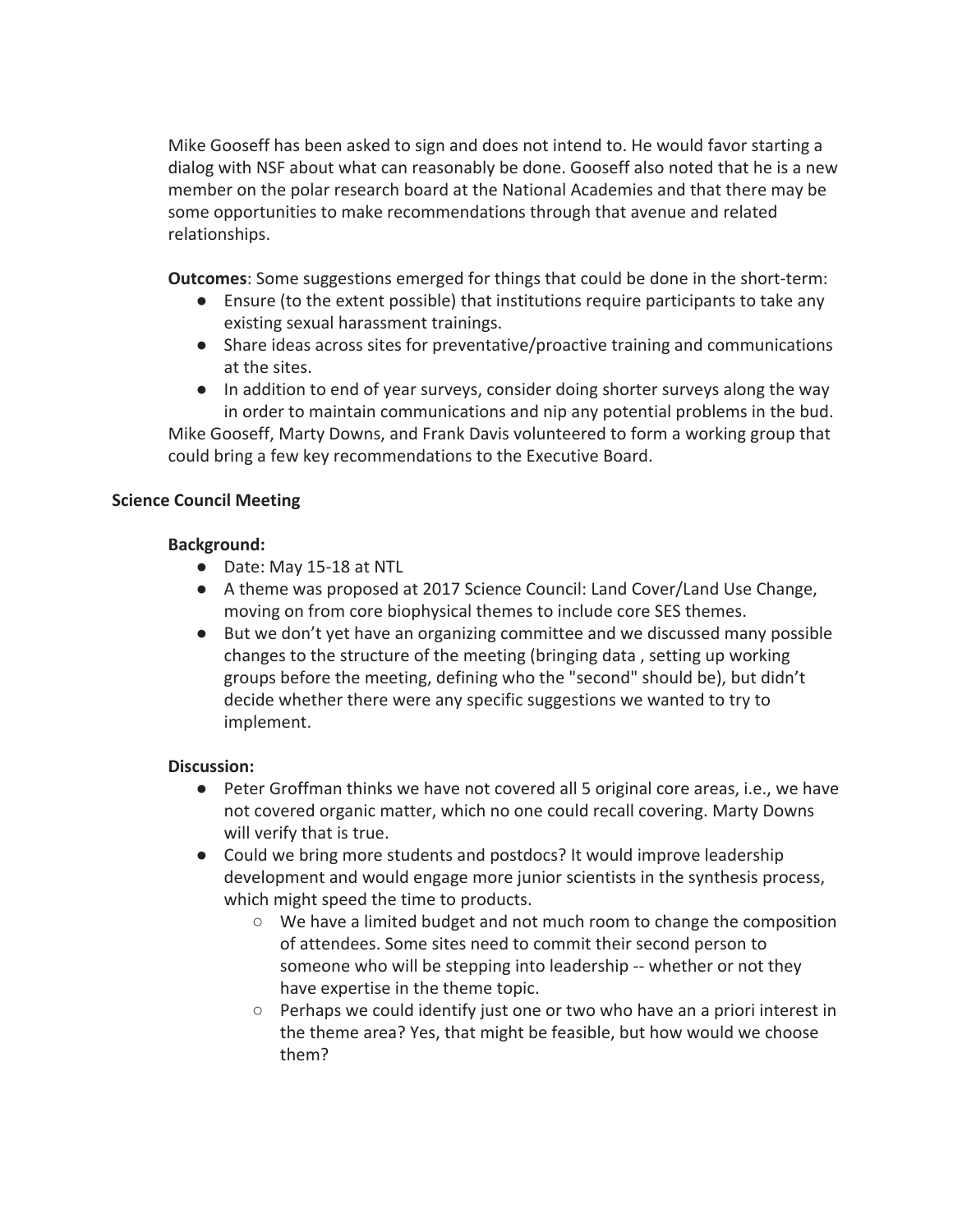Mike Gooseff has been asked to sign and does not intend to. He would favor starting a dialog with NSF about what can reasonably be done. Gooseff also noted that he is a new member on the polar research board at the National Academies and that there may be some opportunities to make recommendations through that avenue and related relationships.

**Outcomes**: Some suggestions emerged for things that could be done in the short-term:

- Ensure (to the extent possible) that institutions require participants to take any existing sexual harassment trainings.
- Share ideas across sites for preventative/proactive training and communications at the sites.
- In addition to end of year surveys, consider doing shorter surveys along the way in order to maintain communications and nip any potential problems in the bud.

Mike Gooseff, Marty Downs, and Frank Davis volunteered to form a working group that could bring a few key recommendations to the Executive Board.

### Science Council Meeting

**Background:**

- Date: May 15-18 at NTL
- A theme was proposed at 2017 Science Council: Land Cover/Land Use Change, moving on from core biophysical themes to include core SES themes.
- But we don't yet have an organizing committee and we discussed many possible changes to the structure of the meeting (bringing data , setting up working groups before the meeting, defining who the "second" should be), but didn't decide whether there were any specific suggestions we wanted to try to implement.

**Discussion:**

- Peter Groffman thinks we have not covered all 5 original core areas, i.e., we have not covered organic matter, which no one could recall covering. Marty Downs will verify that is true.
- Could we bring more students and postdocs? It would improve leadership development and would engage more junior scientists in the synthesis process, which might speed the time to products.
    - We have a limited budget and not much room to change the composition of attendees. Some sites need to commit their second person to someone who will be stepping into leadership -- whether or not they have expertise in the theme topic.
    - Perhaps we could identify just one or two who have an a priori interest in the theme area? Yes, that might be feasible, but how would we choose them?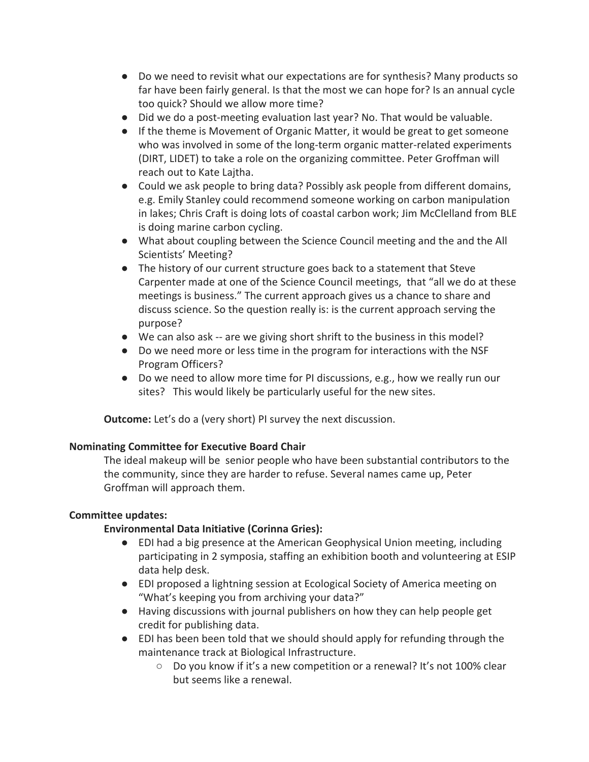- Do we need to revisit what our expectations are for synthesis? Many products so far have been fairly general. Is that the most we can hope for? Is an annual cycle too quick? Should we allow more time?
- Did we do a post-meeting evaluation last year? No. That would be valuable.
- If the theme is Movement of Organic Matter, it would be great to get someone who was involved in some of the long-term organic matter-related experiments (DIRT, LIDET) to take a role on the organizing committee. Peter Groffman will reach out to Kate Lajtha.
- Could we ask people to bring data? Possibly ask people from different domains, e.g. Emily Stanley could recommend someone working on carbon manipulation in lakes; Chris Craft is doing lots of coastal carbon work; Jim McClelland from BLE is doing marine carbon cycling.
- What about coupling between the Science Council meeting and the and the All Scientists' Meeting?
- The history of our current structure goes back to a statement that Steve Carpenter made at one of the Science Council meetings, that "all we do at these meetings is business." The current approach gives us a chance to share and discuss science. So the question really is: is the current approach serving the purpose?
- We can also ask -- are we giving short shrift to the business in this model?
- Do we need more or less time in the program for interactions with the NSF Program Officers?
- Do we need to allow more time for PI discussions, e.g., how we really run our sites? This would likely be particularly useful for the new sites.

**Outcome:** Let's do a (very short) PI survey the next discussion.

**Nominating Committee for Executive Board Chair**

The ideal makeup will be senior people who have been substantial contributors to the the community, since they are harder to refuse. Several names came up, Peter Groffman will approach them.

**Committee updates:**

**Environmental Data Initiative (Corinna Gries):**

- EDI had a big presence at the American Geophysical Union meeting, including participating in 2 symposia, staffing an exhibition booth and volunteering at ESIP data help desk.
- EDI proposed a lightning session at Ecological Society of America meeting on "What's keeping you from archiving your data?"
- Having discussions with journal publishers on how they can help people get credit for publishing data.
- EDI has been been told that we should should apply for refunding through the maintenance track at Biological Infrastructure.
  - Do you know if it's a new competition or a renewal? It's not 100% clear but seems like a renewal.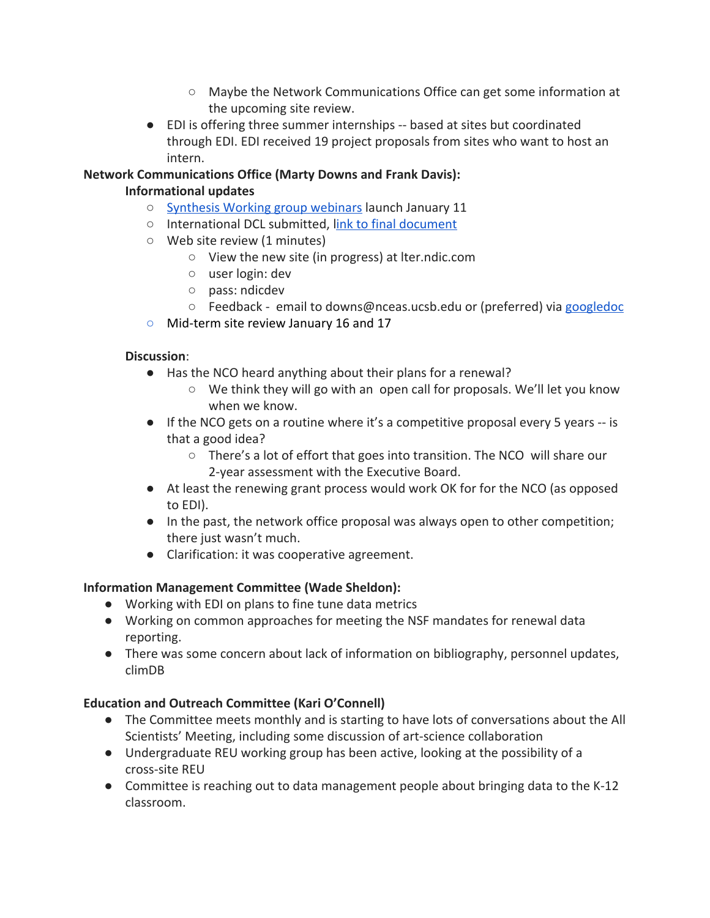- Maybe the Network Communications Office can get some information at the upcoming site review.
- EDI is offering three summer internships -- based at sites but coordinated through EDI. EDI received 19 project proposals from sites who want to host an intern.

**Network Communications Office (Marty Downs and Frank Davis):**

**Informational updates**

- Synthesis Working group webinars launch January 11
- International DCL submitted, link to final document
- Web site review (1 minutes)
    - View the new site (in progress) at lter.ndic.com
    - user login: dev
    - pass: ndicdev
    - Feedback - email to downs@nceas.ucsb.edu or (preferred) via googledoc
- Mid-term site review January 16 and 17

**Discussion**:

- Has the NCO heard anything about their plans for a renewal?
    - We think they will go with an open call for proposals. We'll let you know when we know.
- If the NCO gets on a routine where it's a competitive proposal every 5 years -- is that a good idea?
    - There's a lot of effort that goes into transition. The NCO will share our 2-year assessment with the Executive Board.
- At least the renewing grant process would work OK for for the NCO (as opposed to EDI).
- In the past, the network office proposal was always open to other competition; there just wasn't much.
- Clarification: it was cooperative agreement.

**Information Management Committee (Wade Sheldon):**

- Working with EDI on plans to fine tune data metrics
- Working on common approaches for meeting the NSF mandates for renewal data reporting.
- There was some concern about lack of information on bibliography, personnel updates, climDB

**Education and Outreach Committee (Kari O'Connell)**

- The Committee meets monthly and is starting to have lots of conversations about the All Scientists' Meeting, including some discussion of art-science collaboration
- Undergraduate REU working group has been active, looking at the possibility of a cross-site REU
- Committee is reaching out to data management people about bringing data to the K-12 classroom.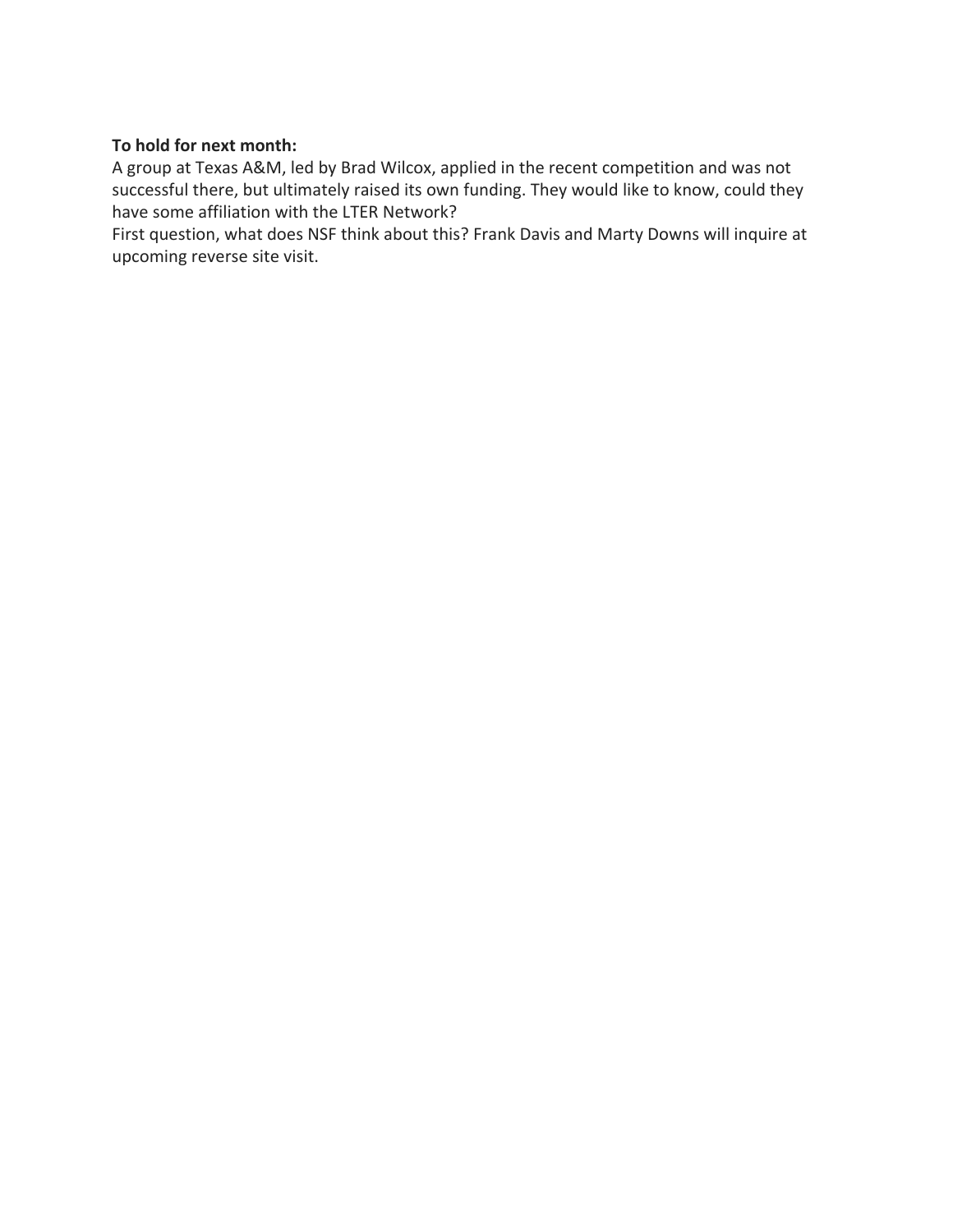**To hold for next month:**

A group at Texas A&M, led by Brad Wilcox, applied in the recent competition and was not successful there, but ultimately raised its own funding. They would like to know, could they have some affiliation with the LTER Network?

First question, what does NSF think about this? Frank Davis and Marty Downs will inquire at upcoming reverse site visit.